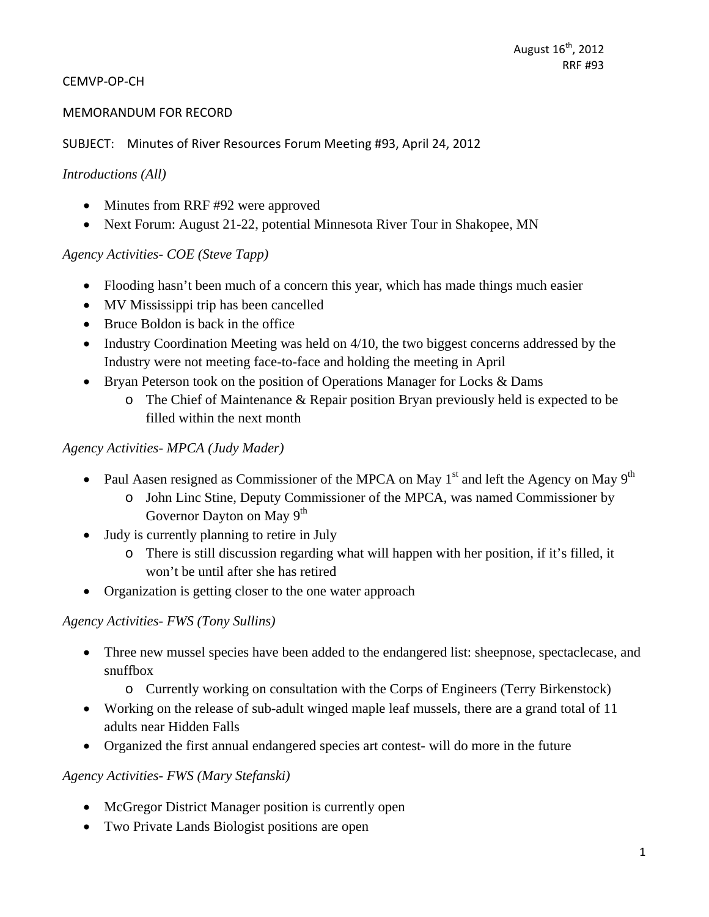August 16th, 2012
RRF #93

CEMVP-OP-CH

MEMORANDUM FOR RECORD

SUBJECT: Minutes of River Resources Forum Meeting #93, April 24, 2012

*Introductions (All)*

- Minutes from RRF #92 were approved
- Next Forum: August 21-22, potential Minnesota River Tour in Shakopee, MN

*Agency Activities- COE (Steve Tapp)*

- Flooding hasn't been much of a concern this year, which has made things much easier
- MV Mississippi trip has been cancelled
- Bruce Boldon is back in the office
- Industry Coordination Meeting was held on 4/10, the two biggest concerns addressed by the Industry were not meeting face-to-face and holding the meeting in April
- Bryan Peterson took on the position of Operations Manager for Locks & Dams
  - The Chief of Maintenance & Repair position Bryan previously held is expected to be filled within the next month

*Agency Activities- MPCA (Judy Mader)*

- Paul Aasen resigned as Commissioner of the MPCA on May 1st and left the Agency on May 9th
  - John Linc Stine, Deputy Commissioner of the MPCA, was named Commissioner by Governor Dayton on May 9th
- Judy is currently planning to retire in July
  - There is still discussion regarding what will happen with her position, if it's filled, it won't be until after she has retired
- Organization is getting closer to the one water approach

*Agency Activities- FWS (Tony Sullins)*

- Three new mussel species have been added to the endangered list: sheepnose, spectaclecase, and snuffbox
  - Currently working on consultation with the Corps of Engineers (Terry Birkenstock)
- Working on the release of sub-adult winged maple leaf mussels, there are a grand total of 11 adults near Hidden Falls
- Organized the first annual endangered species art contest- will do more in the future

*Agency Activities- FWS (Mary Stefanski)*

- McGregor District Manager position is currently open
- Two Private Lands Biologist positions are open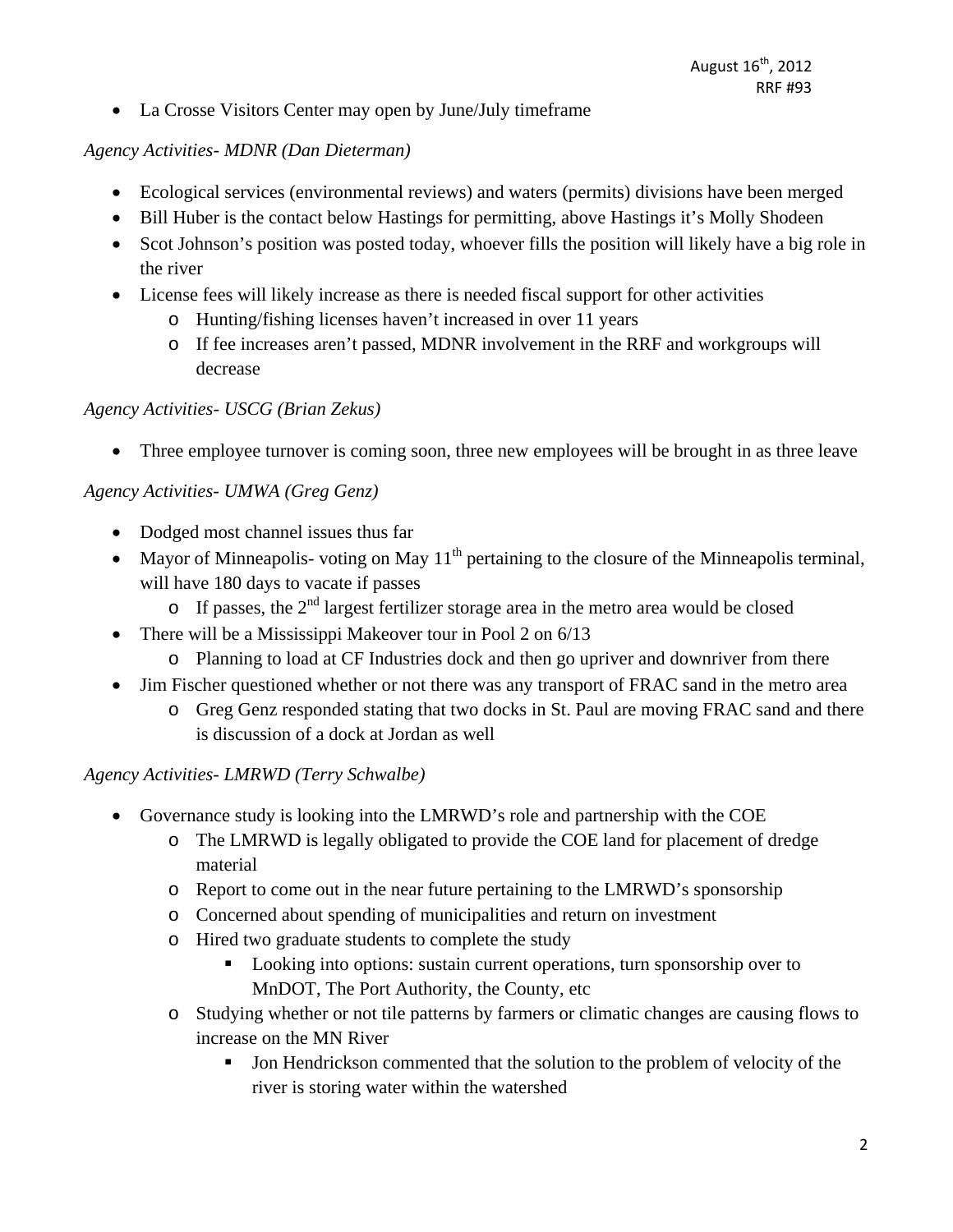- La Crosse Visitors Center may open by June/July timeframe

*Agency Activities- MDNR (Dan Dieterman)*

- Ecological services (environmental reviews) and waters (permits) divisions have been merged
- Bill Huber is the contact below Hastings for permitting, above Hastings it's Molly Shodeen
- Scot Johnson's position was posted today, whoever fills the position will likely have a big role in the river
- License fees will likely increase as there is needed fiscal support for other activities
  - Hunting/fishing licenses haven't increased in over 11 years
  - If fee increases aren't passed, MDNR involvement in the RRF and workgroups will decrease

*Agency Activities- USCG (Brian Zekus)*

- Three employee turnover is coming soon, three new employees will be brought in as three leave

*Agency Activities- UMWA (Greg Genz)*

- Dodged most channel issues thus far
- Mayor of Minneapolis- voting on May 11th pertaining to the closure of the Minneapolis terminal, will have 180 days to vacate if passes
  - If passes, the 2nd largest fertilizer storage area in the metro area would be closed
- There will be a Mississippi Makeover tour in Pool 2 on 6/13
  - Planning to load at CF Industries dock and then go upriver and downriver from there
- Jim Fischer questioned whether or not there was any transport of FRAC sand in the metro area
  - Greg Genz responded stating that two docks in St. Paul are moving FRAC sand and there is discussion of a dock at Jordan as well

*Agency Activities- LMRWD (Terry Schwalbe)*

- Governance study is looking into the LMRWD's role and partnership with the COE
  - The LMRWD is legally obligated to provide the COE land for placement of dredge material
  - Report to come out in the near future pertaining to the LMRWD's sponsorship
  - Concerned about spending of municipalities and return on investment
  - Hired two graduate students to complete the study
    - Looking into options: sustain current operations, turn sponsorship over to MnDOT, The Port Authority, the County, etc
  - Studying whether or not tile patterns by farmers or climatic changes are causing flows to increase on the MN River
    - Jon Hendrickson commented that the solution to the problem of velocity of the river is storing water within the watershed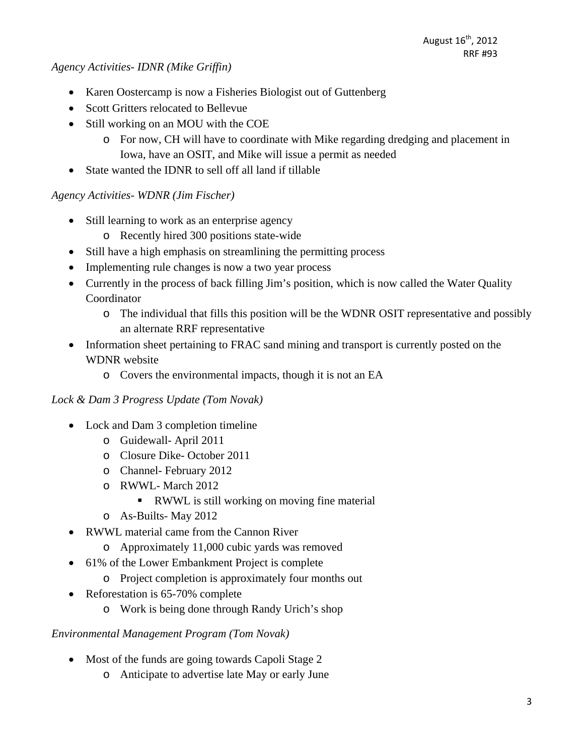*Agency Activities- IDNR (Mike Griffin)*

- Karen Oostercamp is now a Fisheries Biologist out of Guttenberg
- Scott Gritters relocated to Bellevue
- Still working on an MOU with the COE
  - For now, CH will have to coordinate with Mike regarding dredging and placement in Iowa, have an OSIT, and Mike will issue a permit as needed
- State wanted the IDNR to sell off all land if tillable

*Agency Activities- WDNR (Jim Fischer)*

- Still learning to work as an enterprise agency
  - Recently hired 300 positions state-wide
- Still have a high emphasis on streamlining the permitting process
- Implementing rule changes is now a two year process
- Currently in the process of back filling Jim's position, which is now called the Water Quality Coordinator
  - The individual that fills this position will be the WDNR OSIT representative and possibly an alternate RRF representative
- Information sheet pertaining to FRAC sand mining and transport is currently posted on the WDNR website
  - Covers the environmental impacts, though it is not an EA

*Lock & Dam 3 Progress Update (Tom Novak)*

- Lock and Dam 3 completion timeline
  - Guidewall- April 2011
  - Closure Dike- October 2011
  - Channel- February 2012
  - RWWL- March 2012
    - RWWL is still working on moving fine material
  - As-Builts- May 2012
- RWWL material came from the Cannon River
  - Approximately 11,000 cubic yards was removed
- 61% of the Lower Embankment Project is complete
  - Project completion is approximately four months out
- Reforestation is 65-70% complete
  - Work is being done through Randy Urich's shop

*Environmental Management Program (Tom Novak)*

- Most of the funds are going towards Capoli Stage 2
  - Anticipate to advertise late May or early June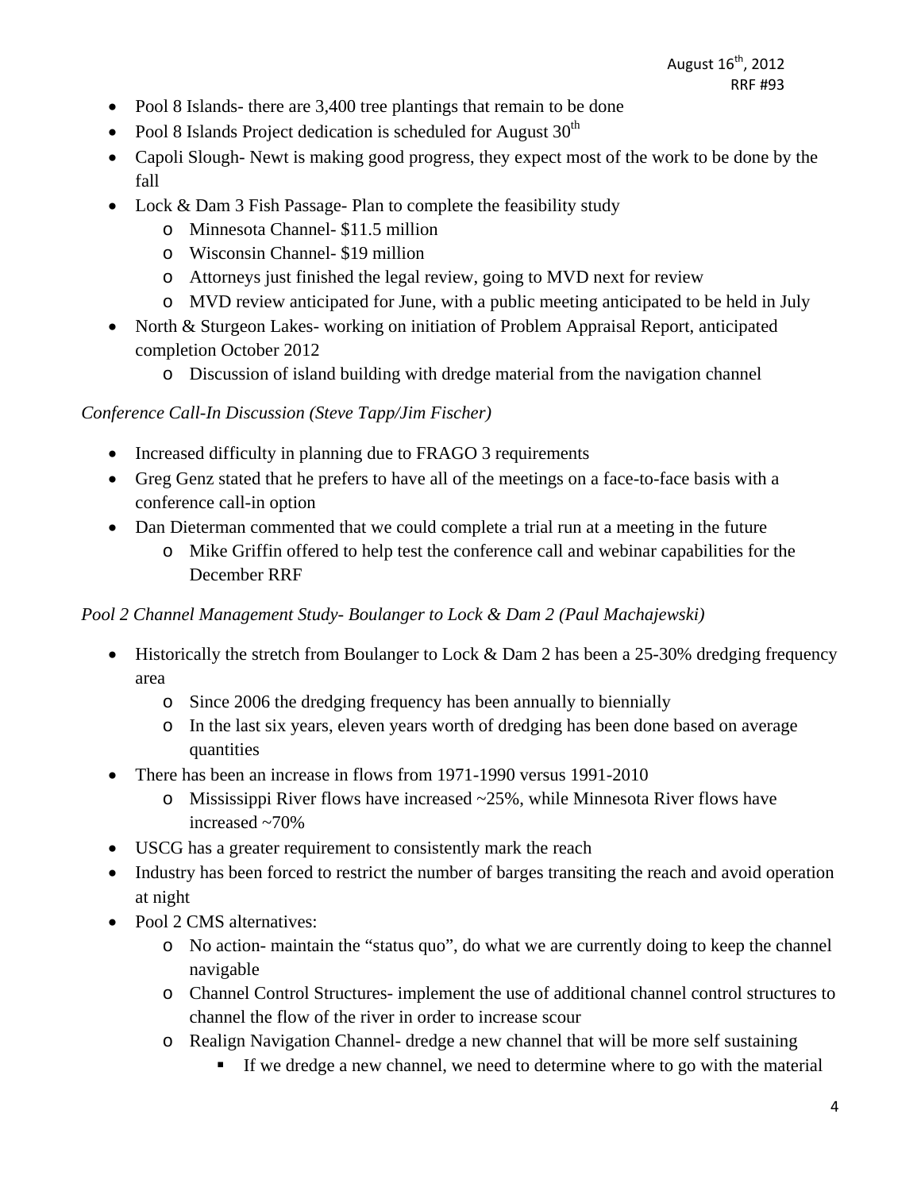- Pool 8 Islands- there are 3,400 tree plantings that remain to be done
- Pool 8 Islands Project dedication is scheduled for August 30th
- Capoli Slough- Newt is making good progress, they expect most of the work to be done by the fall
- Lock & Dam 3 Fish Passage- Plan to complete the feasibility study
  - Minnesota Channel- $11.5 million
  - Wisconsin Channel- $19 million
  - Attorneys just finished the legal review, going to MVD next for review
  - MVD review anticipated for June, with a public meeting anticipated to be held in July
- North & Sturgeon Lakes- working on initiation of Problem Appraisal Report, anticipated completion October 2012
  - Discussion of island building with dredge material from the navigation channel

*Conference Call-In Discussion (Steve Tapp/Jim Fischer)*

- Increased difficulty in planning due to FRAGO 3 requirements
- Greg Genz stated that he prefers to have all of the meetings on a face-to-face basis with a conference call-in option
- Dan Dieterman commented that we could complete a trial run at a meeting in the future
  - Mike Griffin offered to help test the conference call and webinar capabilities for the December RRF

*Pool 2 Channel Management Study- Boulanger to Lock & Dam 2 (Paul Machajewski)*

- Historically the stretch from Boulanger to Lock & Dam 2 has been a 25-30% dredging frequency area
  - Since 2006 the dredging frequency has been annually to biennially
  - In the last six years, eleven years worth of dredging has been done based on average quantities
- There has been an increase in flows from 1971-1990 versus 1991-2010
  - Mississippi River flows have increased ~25%, while Minnesota River flows have increased ~70%
- USCG has a greater requirement to consistently mark the reach
- Industry has been forced to restrict the number of barges transiting the reach and avoid operation at night
- Pool 2 CMS alternatives:
  - No action- maintain the "status quo", do what we are currently doing to keep the channel navigable
  - Channel Control Structures- implement the use of additional channel control structures to channel the flow of the river in order to increase scour
  - Realign Navigation Channel- dredge a new channel that will be more self sustaining
    - If we dredge a new channel, we need to determine where to go with the material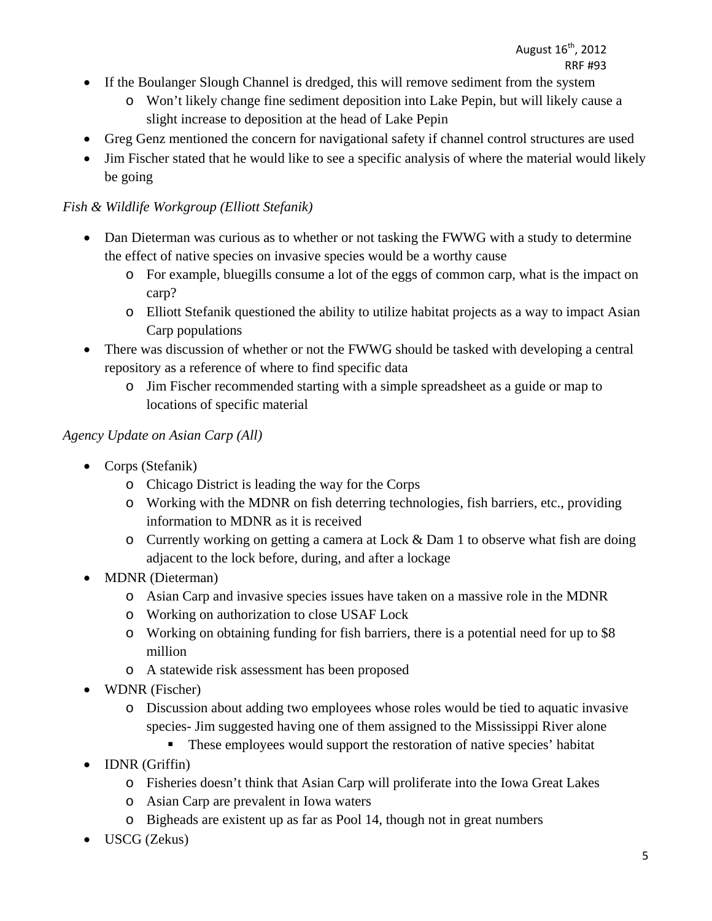- If the Boulanger Slough Channel is dredged, this will remove sediment from the system
  - Won't likely change fine sediment deposition into Lake Pepin, but will likely cause a slight increase to deposition at the head of Lake Pepin
- Greg Genz mentioned the concern for navigational safety if channel control structures are used
- Jim Fischer stated that he would like to see a specific analysis of where the material would likely be going

*Fish & Wildlife Workgroup (Elliott Stefanik)*

- Dan Dieterman was curious as to whether or not tasking the FWWG with a study to determine the effect of native species on invasive species would be a worthy cause
  - For example, bluegills consume a lot of the eggs of common carp, what is the impact on carp?
  - Elliott Stefanik questioned the ability to utilize habitat projects as a way to impact Asian Carp populations
- There was discussion of whether or not the FWWG should be tasked with developing a central repository as a reference of where to find specific data
  - Jim Fischer recommended starting with a simple spreadsheet as a guide or map to locations of specific material

*Agency Update on Asian Carp (All)*

- Corps (Stefanik)
  - Chicago District is leading the way for the Corps
  - Working with the MDNR on fish deterring technologies, fish barriers, etc., providing information to MDNR as it is received
  - Currently working on getting a camera at Lock & Dam 1 to observe what fish are doing adjacent to the lock before, during, and after a lockage
- MDNR (Dieterman)
  - Asian Carp and invasive species issues have taken on a massive role in the MDNR
  - Working on authorization to close USAF Lock
  - Working on obtaining funding for fish barriers, there is a potential need for up to $8 million
  - A statewide risk assessment has been proposed
- WDNR (Fischer)
  - Discussion about adding two employees whose roles would be tied to aquatic invasive species- Jim suggested having one of them assigned to the Mississippi River alone
    - These employees would support the restoration of native species' habitat
- IDNR (Griffin)
  - Fisheries doesn't think that Asian Carp will proliferate into the Iowa Great Lakes
  - Asian Carp are prevalent in Iowa waters
  - Bigheads are existent up as far as Pool 14, though not in great numbers
- USCG (Zekus)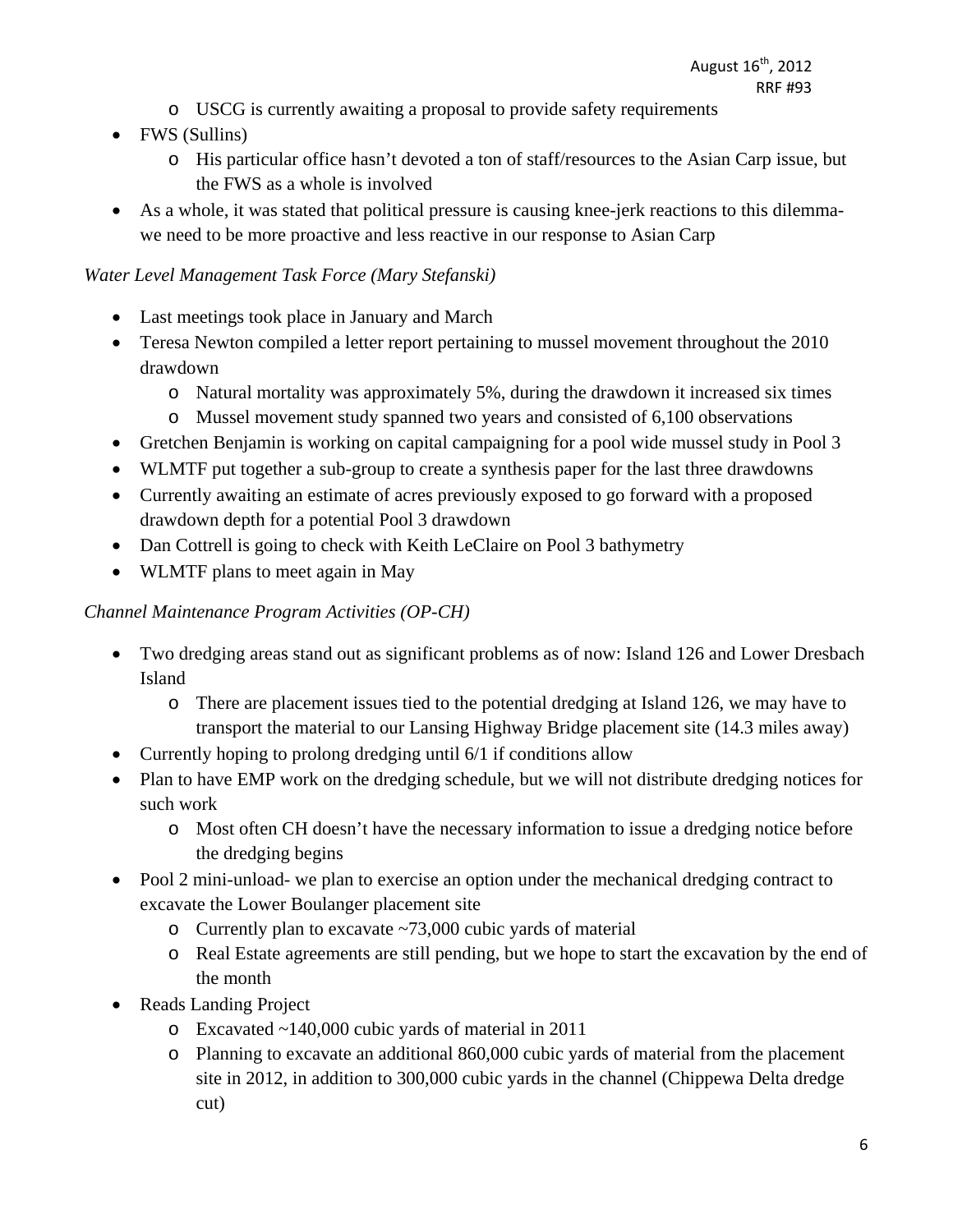- USCG is currently awaiting a proposal to provide safety requirements
- FWS (Sullins)
    - His particular office hasn't devoted a ton of staff/resources to the Asian Carp issue, but the FWS as a whole is involved
- As a whole, it was stated that political pressure is causing knee-jerk reactions to this dilemma- we need to be more proactive and less reactive in our response to Asian Carp

*Water Level Management Task Force (Mary Stefanski)*

- Last meetings took place in January and March
- Teresa Newton compiled a letter report pertaining to mussel movement throughout the 2010 drawdown
    - Natural mortality was approximately 5%, during the drawdown it increased six times
    - Mussel movement study spanned two years and consisted of 6,100 observations
- Gretchen Benjamin is working on capital campaigning for a pool wide mussel study in Pool 3
- WLMTF put together a sub-group to create a synthesis paper for the last three drawdowns
- Currently awaiting an estimate of acres previously exposed to go forward with a proposed drawdown depth for a potential Pool 3 drawdown
- Dan Cottrell is going to check with Keith LeClaire on Pool 3 bathymetry
- WLMTF plans to meet again in May

*Channel Maintenance Program Activities (OP-CH)*

- Two dredging areas stand out as significant problems as of now: Island 126 and Lower Dresbach Island
    - There are placement issues tied to the potential dredging at Island 126, we may have to transport the material to our Lansing Highway Bridge placement site (14.3 miles away)
- Currently hoping to prolong dredging until 6/1 if conditions allow
- Plan to have EMP work on the dredging schedule, but we will not distribute dredging notices for such work
    - Most often CH doesn't have the necessary information to issue a dredging notice before the dredging begins
- Pool 2 mini-unload- we plan to exercise an option under the mechanical dredging contract to excavate the Lower Boulanger placement site
    - Currently plan to excavate ~73,000 cubic yards of material
    - Real Estate agreements are still pending, but we hope to start the excavation by the end of the month
- Reads Landing Project
    - Excavated ~140,000 cubic yards of material in 2011
    - Planning to excavate an additional 860,000 cubic yards of material from the placement site in 2012, in addition to 300,000 cubic yards in the channel (Chippewa Delta dredge cut)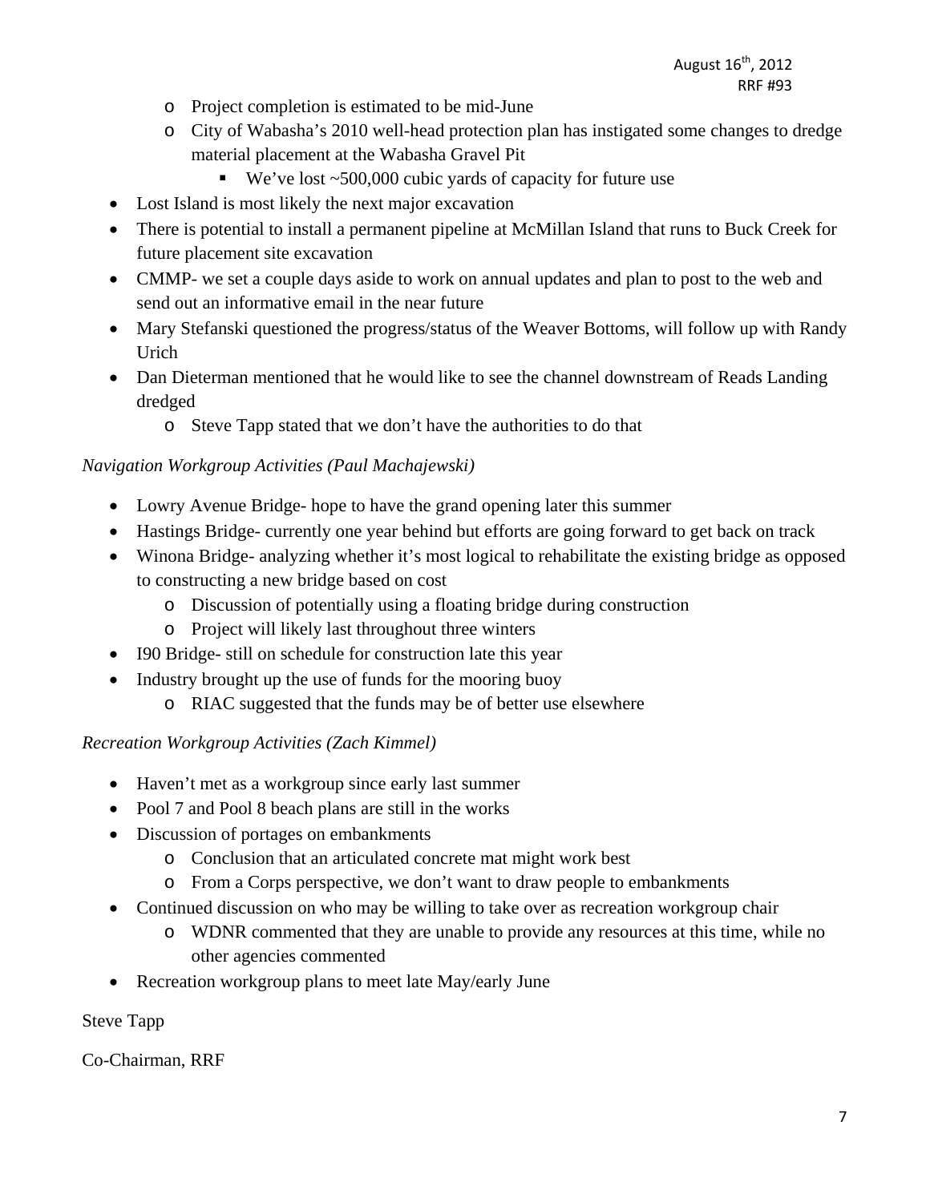- Project completion is estimated to be mid-June
    - City of Wabasha's 2010 well-head protection plan has instigated some changes to dredge material placement at the Wabasha Gravel Pit
        - We've lost ~500,000 cubic yards of capacity for future use
- Lost Island is most likely the next major excavation
- There is potential to install a permanent pipeline at McMillan Island that runs to Buck Creek for future placement site excavation
- CMMP- we set a couple days aside to work on annual updates and plan to post to the web and send out an informative email in the near future
- Mary Stefanski questioned the progress/status of the Weaver Bottoms, will follow up with Randy Urich
- Dan Dieterman mentioned that he would like to see the channel downstream of Reads Landing dredged
    - Steve Tapp stated that we don't have the authorities to do that

*Navigation Workgroup Activities (Paul Machajewski)*

- Lowry Avenue Bridge- hope to have the grand opening later this summer
- Hastings Bridge- currently one year behind but efforts are going forward to get back on track
- Winona Bridge- analyzing whether it's most logical to rehabilitate the existing bridge as opposed to constructing a new bridge based on cost
    - Discussion of potentially using a floating bridge during construction
    - Project will likely last throughout three winters
- I90 Bridge- still on schedule for construction late this year
- Industry brought up the use of funds for the mooring buoy
    - RIAC suggested that the funds may be of better use elsewhere

*Recreation Workgroup Activities (Zach Kimmel)*

- Haven't met as a workgroup since early last summer
- Pool 7 and Pool 8 beach plans are still in the works
- Discussion of portages on embankments
    - Conclusion that an articulated concrete mat might work best
    - From a Corps perspective, we don't want to draw people to embankments
- Continued discussion on who may be willing to take over as recreation workgroup chair
    - WDNR commented that they are unable to provide any resources at this time, while no other agencies commented
- Recreation workgroup plans to meet late May/early June

Steve Tapp

Co-Chairman, RRF